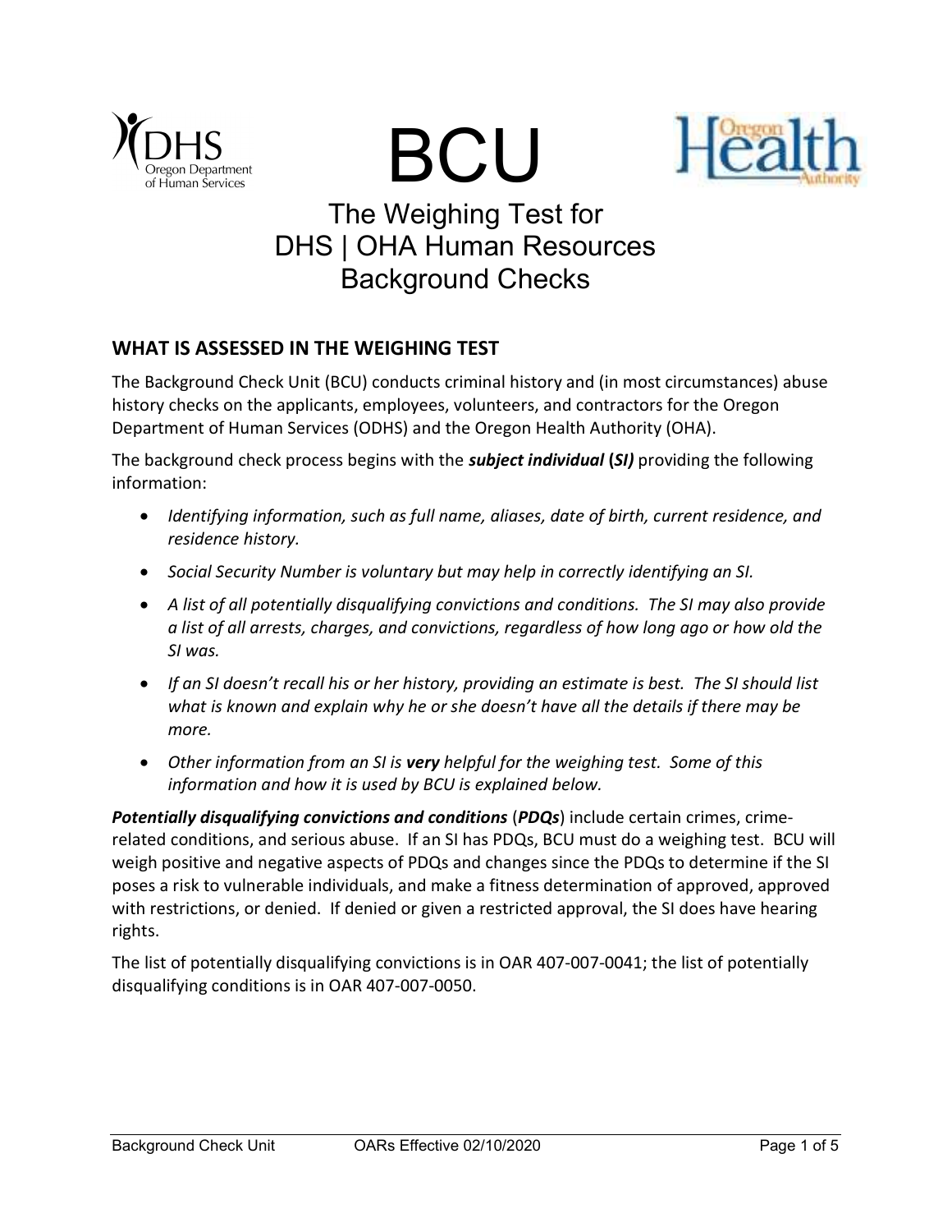# BCU

## The Weighing Test for DHS | OHA Human Resources Background Checks

### WHAT IS ASSESSED IN THE WEIGHING TEST

The Background Check Unit (BCU) conducts criminal history and (in most circumstances) abuse history checks on the applicants, employees, volunteers, and contractors for the Oregon Department of Human Services (ODHS) and the Oregon Health Authority (OHA).

The background check process begins with the ***subject individual* (*SI)*** providing the following information:

- *Identifying information, such as full name, aliases, date of birth, current residence, and residence history.*
- *Social Security Number is voluntary but may help in correctly identifying an SI.*
- *A list of all potentially disqualifying convictions and conditions. The SI may also provide a list of all arrests, charges, and convictions, regardless of how long ago or how old the SI was.*
- *If an SI doesn't recall his or her history, providing an estimate is best. The SI should list what is known and explain why he or she doesn't have all the details if there may be more.*
- *Other information from an SI is **very** helpful for the weighing test. Some of this information and how it is used by BCU is explained below.*

***Potentially disqualifying convictions and conditions*** (***PDQs***) include certain crimes, crime-related conditions, and serious abuse. If an SI has PDQs, BCU must do a weighing test. BCU will weigh positive and negative aspects of PDQs and changes since the PDQs to determine if the SI poses a risk to vulnerable individuals, and make a fitness determination of approved, approved with restrictions, or denied. If denied or given a restricted approval, the SI does have hearing rights.

The list of potentially disqualifying convictions is in OAR 407-007-0041; the list of potentially disqualifying conditions is in OAR 407-007-0050.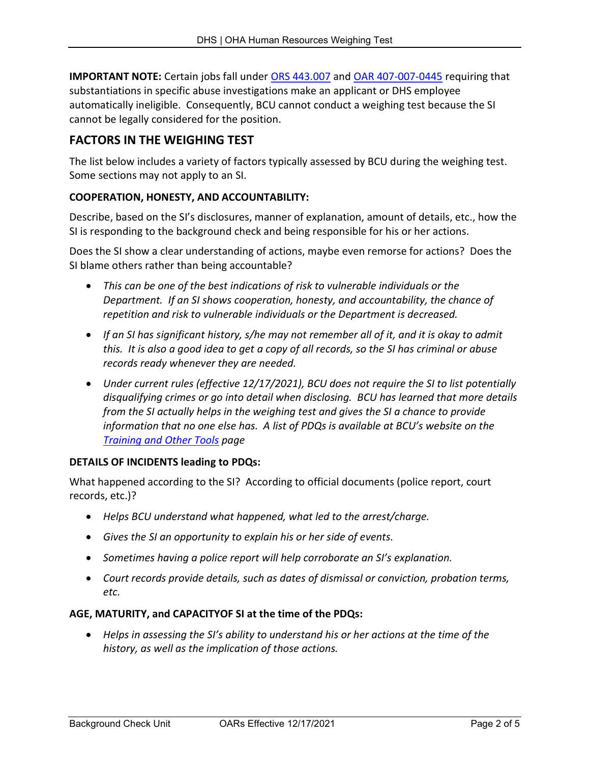**IMPORTANT NOTE:** Certain jobs fall under [ORS 443.007]() and [OAR 407-007-0445]() requiring that substantiations in specific abuse investigations make an applicant or DHS employee automatically ineligible. Consequently, BCU cannot conduct a weighing test because the SI cannot be legally considered for the position.

## FACTORS IN THE WEIGHING TEST

The list below includes a variety of factors typically assessed by BCU during the weighing test. Some sections may not apply to an SI.

### COOPERATION, HONESTY, AND ACCOUNTABILITY:

Describe, based on the SI's disclosures, manner of explanation, amount of details, etc., how the SI is responding to the background check and being responsible for his or her actions.

Does the SI show a clear understanding of actions, maybe even remorse for actions? Does the SI blame others rather than being accountable?

- *This can be one of the best indications of risk to vulnerable individuals or the Department. If an SI shows cooperation, honesty, and accountability, the chance of repetition and risk to vulnerable individuals or the Department is decreased.*
- *If an SI has significant history, s/he may not remember all of it, and it is okay to admit this. It is also a good idea to get a copy of all records, so the SI has criminal or abuse records ready whenever they are needed.*
- *Under current rules (effective 12/17/2021), BCU does not require the SI to list potentially disqualifying crimes or go into detail when disclosing. BCU has learned that more details from the SI actually helps in the weighing test and gives the SI a chance to provide information that no one else has. A list of PDQs is available at BCU's website on the [Training and Other Tools]() page*

### DETAILS OF INCIDENTS leading to PDQs:

What happened according to the SI? According to official documents (police report, court records, etc.)?

- *Helps BCU understand what happened, what led to the arrest/charge.*
- *Gives the SI an opportunity to explain his or her side of events.*
- *Sometimes having a police report will help corroborate an SI's explanation.*
- *Court records provide details, such as dates of dismissal or conviction, probation terms, etc.*

### AGE, MATURITY, and CAPACITYOF SI at the time of the PDQs:

- *Helps in assessing the SI's ability to understand his or her actions at the time of the history, as well as the implication of those actions.*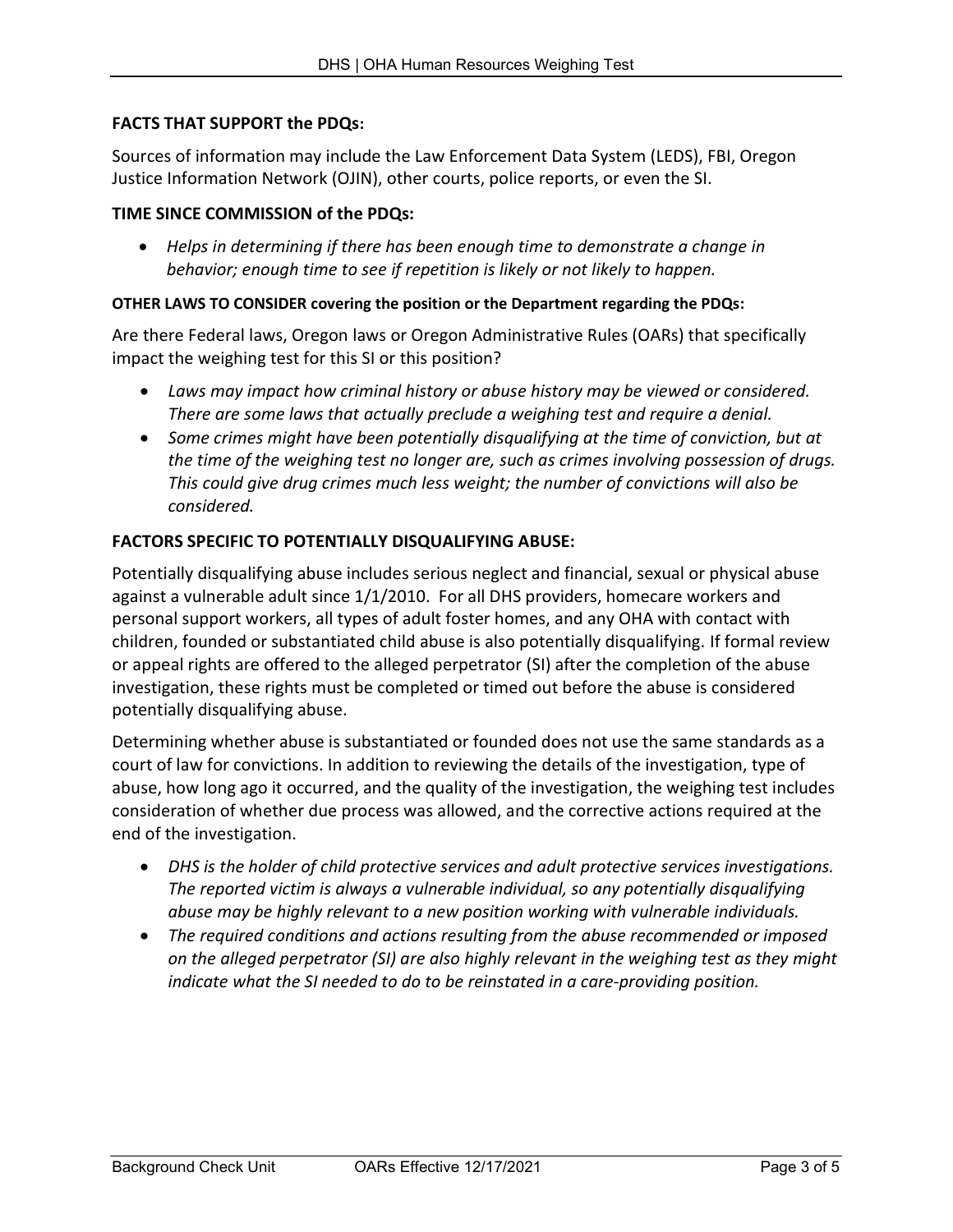**FACTS THAT SUPPORT the PDQs:**

Sources of information may include the Law Enforcement Data System (LEDS), FBI, Oregon Justice Information Network (OJIN), other courts, police reports, or even the SI.

**TIME SINCE COMMISSION of the PDQs:**

- *Helps in determining if there has been enough time to demonstrate a change in behavior; enough time to see if repetition is likely or not likely to happen.*

**OTHER LAWS TO CONSIDER covering the position or the Department regarding the PDQs:**

Are there Federal laws, Oregon laws or Oregon Administrative Rules (OARs) that specifically impact the weighing test for this SI or this position?

- *Laws may impact how criminal history or abuse history may be viewed or considered. There are some laws that actually preclude a weighing test and require a denial.*
- *Some crimes might have been potentially disqualifying at the time of conviction, but at the time of the weighing test no longer are, such as crimes involving possession of drugs. This could give drug crimes much less weight; the number of convictions will also be considered.*

**FACTORS SPECIFIC TO POTENTIALLY DISQUALIFYING ABUSE:**

Potentially disqualifying abuse includes serious neglect and financial, sexual or physical abuse against a vulnerable adult since 1/1/2010. For all DHS providers, homecare workers and personal support workers, all types of adult foster homes, and any OHA with contact with children, founded or substantiated child abuse is also potentially disqualifying. If formal review or appeal rights are offered to the alleged perpetrator (SI) after the completion of the abuse investigation, these rights must be completed or timed out before the abuse is considered potentially disqualifying abuse.

Determining whether abuse is substantiated or founded does not use the same standards as a court of law for convictions. In addition to reviewing the details of the investigation, type of abuse, how long ago it occurred, and the quality of the investigation, the weighing test includes consideration of whether due process was allowed, and the corrective actions required at the end of the investigation.

- *DHS is the holder of child protective services and adult protective services investigations. The reported victim is always a vulnerable individual, so any potentially disqualifying abuse may be highly relevant to a new position working with vulnerable individuals.*
- *The required conditions and actions resulting from the abuse recommended or imposed on the alleged perpetrator (SI) are also highly relevant in the weighing test as they might indicate what the SI needed to do to be reinstated in a care-providing position.*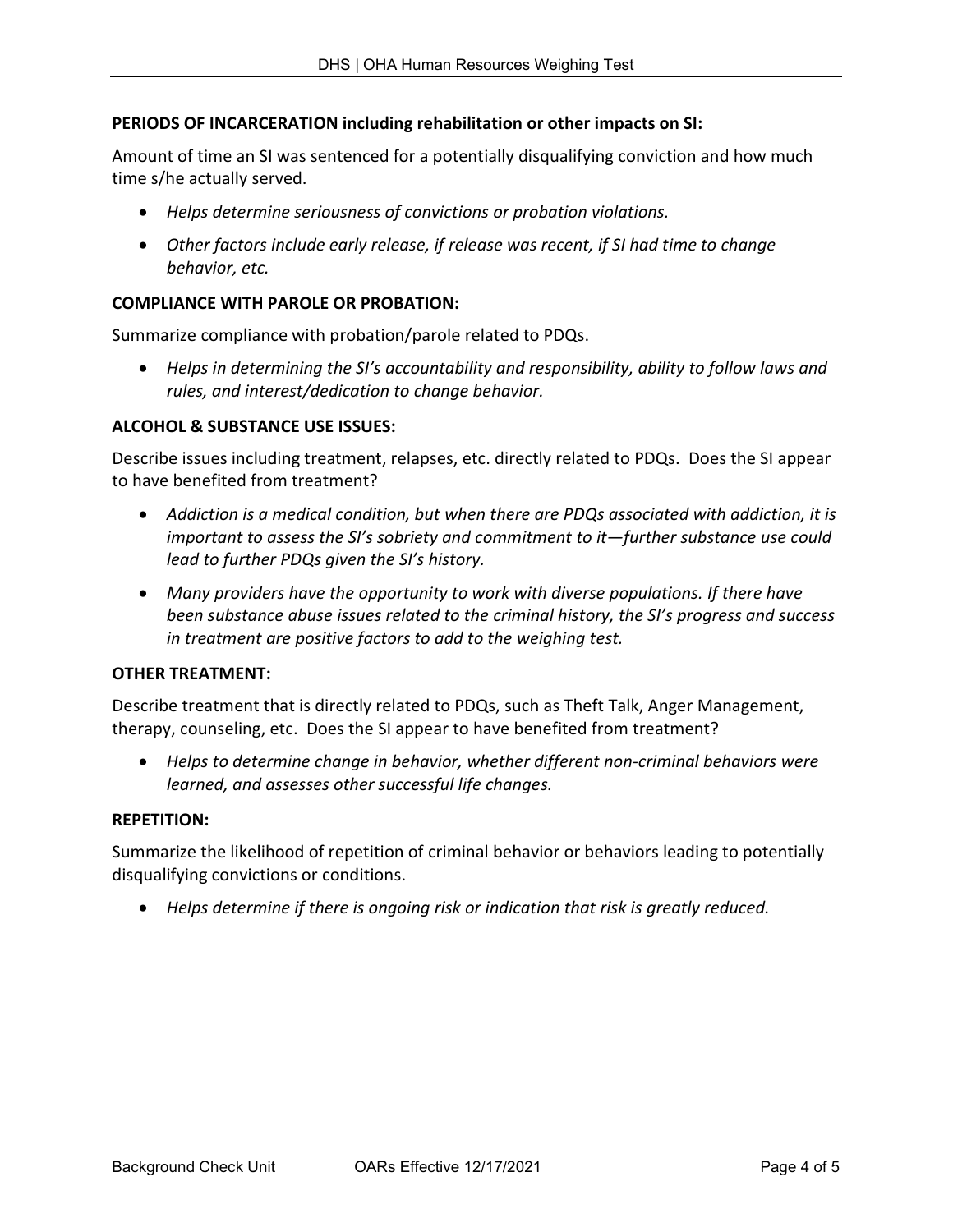**PERIODS OF INCARCERATION including rehabilitation or other impacts on SI:**

Amount of time an SI was sentenced for a potentially disqualifying conviction and how much time s/he actually served.

- *Helps determine seriousness of convictions or probation violations.*
- *Other factors include early release, if release was recent, if SI had time to change behavior, etc.*

**COMPLIANCE WITH PAROLE OR PROBATION:**

Summarize compliance with probation/parole related to PDQs.

- *Helps in determining the SI's accountability and responsibility, ability to follow laws and rules, and interest/dedication to change behavior.*

**ALCOHOL & SUBSTANCE USE ISSUES:**

Describe issues including treatment, relapses, etc. directly related to PDQs. Does the SI appear to have benefited from treatment?

- *Addiction is a medical condition, but when there are PDQs associated with addiction, it is important to assess the SI's sobriety and commitment to it—further substance use could lead to further PDQs given the SI's history.*
- *Many providers have the opportunity to work with diverse populations. If there have been substance abuse issues related to the criminal history, the SI's progress and success in treatment are positive factors to add to the weighing test.*

**OTHER TREATMENT:**

Describe treatment that is directly related to PDQs, such as Theft Talk, Anger Management, therapy, counseling, etc. Does the SI appear to have benefited from treatment?

- *Helps to determine change in behavior, whether different non-criminal behaviors were learned, and assesses other successful life changes.*

**REPETITION:**

Summarize the likelihood of repetition of criminal behavior or behaviors leading to potentially disqualifying convictions or conditions.

- *Helps determine if there is ongoing risk or indication that risk is greatly reduced.*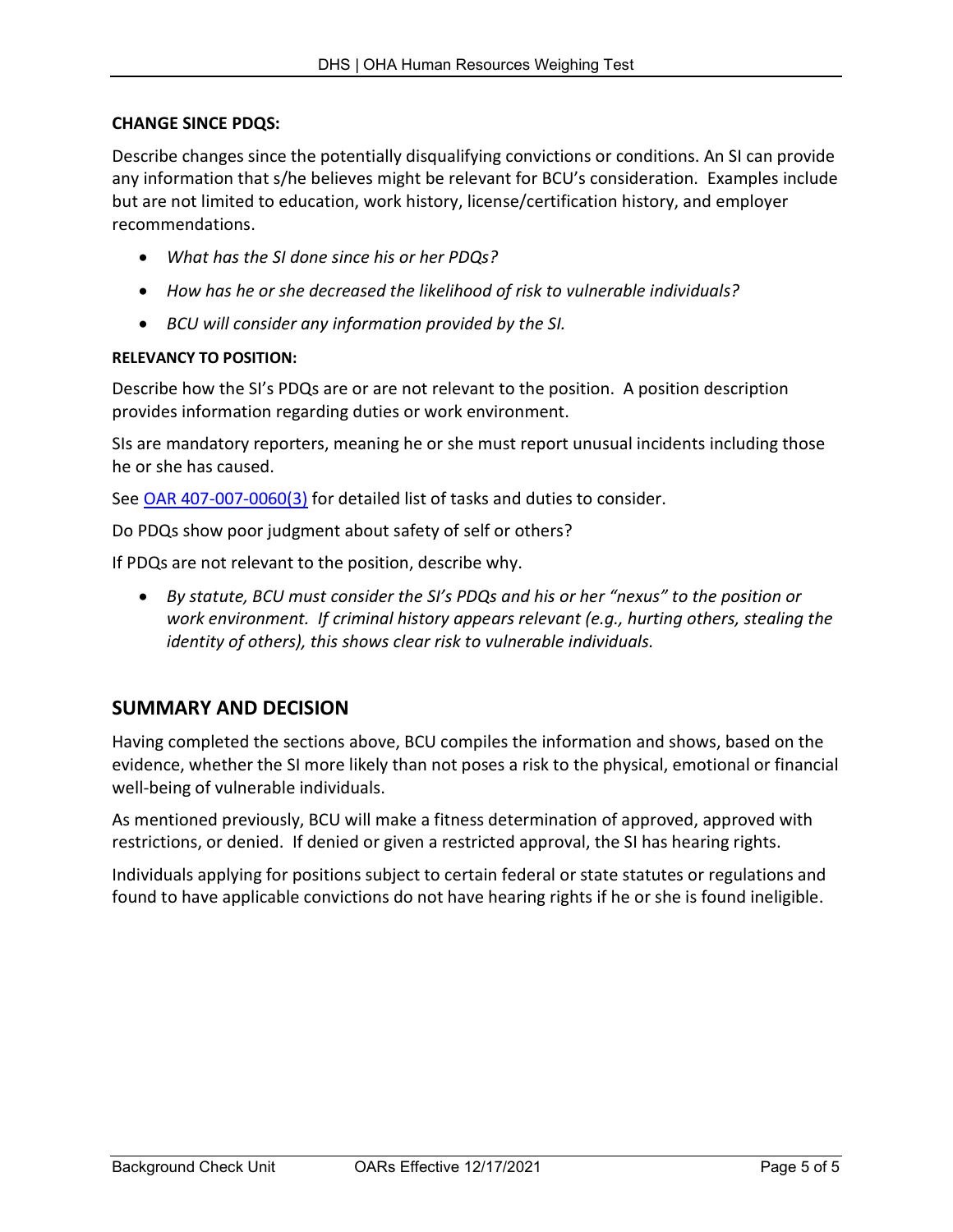**CHANGE SINCE PDQS:**

Describe changes since the potentially disqualifying convictions or conditions. An SI can provide any information that s/he believes might be relevant for BCU's consideration. Examples include but are not limited to education, work history, license/certification history, and employer recommendations.

- *What has the SI done since his or her PDQs?*
- *How has he or she decreased the likelihood of risk to vulnerable individuals?*
- *BCU will consider any information provided by the SI.*

**RELEVANCY TO POSITION:**

Describe how the SI's PDQs are or are not relevant to the position. A position description provides information regarding duties or work environment.

SIs are mandatory reporters, meaning he or she must report unusual incidents including those he or she has caused.

See [OAR 407-007-0060(3)]() for detailed list of tasks and duties to consider.

Do PDQs show poor judgment about safety of self or others?

If PDQs are not relevant to the position, describe why.

- *By statute, BCU must consider the SI's PDQs and his or her "nexus" to the position or work environment. If criminal history appears relevant (e.g., hurting others, stealing the identity of others), this shows clear risk to vulnerable individuals.*

## SUMMARY AND DECISION

Having completed the sections above, BCU compiles the information and shows, based on the evidence, whether the SI more likely than not poses a risk to the physical, emotional or financial well-being of vulnerable individuals.

As mentioned previously, BCU will make a fitness determination of approved, approved with restrictions, or denied. If denied or given a restricted approval, the SI has hearing rights.

Individuals applying for positions subject to certain federal or state statutes or regulations and found to have applicable convictions do not have hearing rights if he or she is found ineligible.